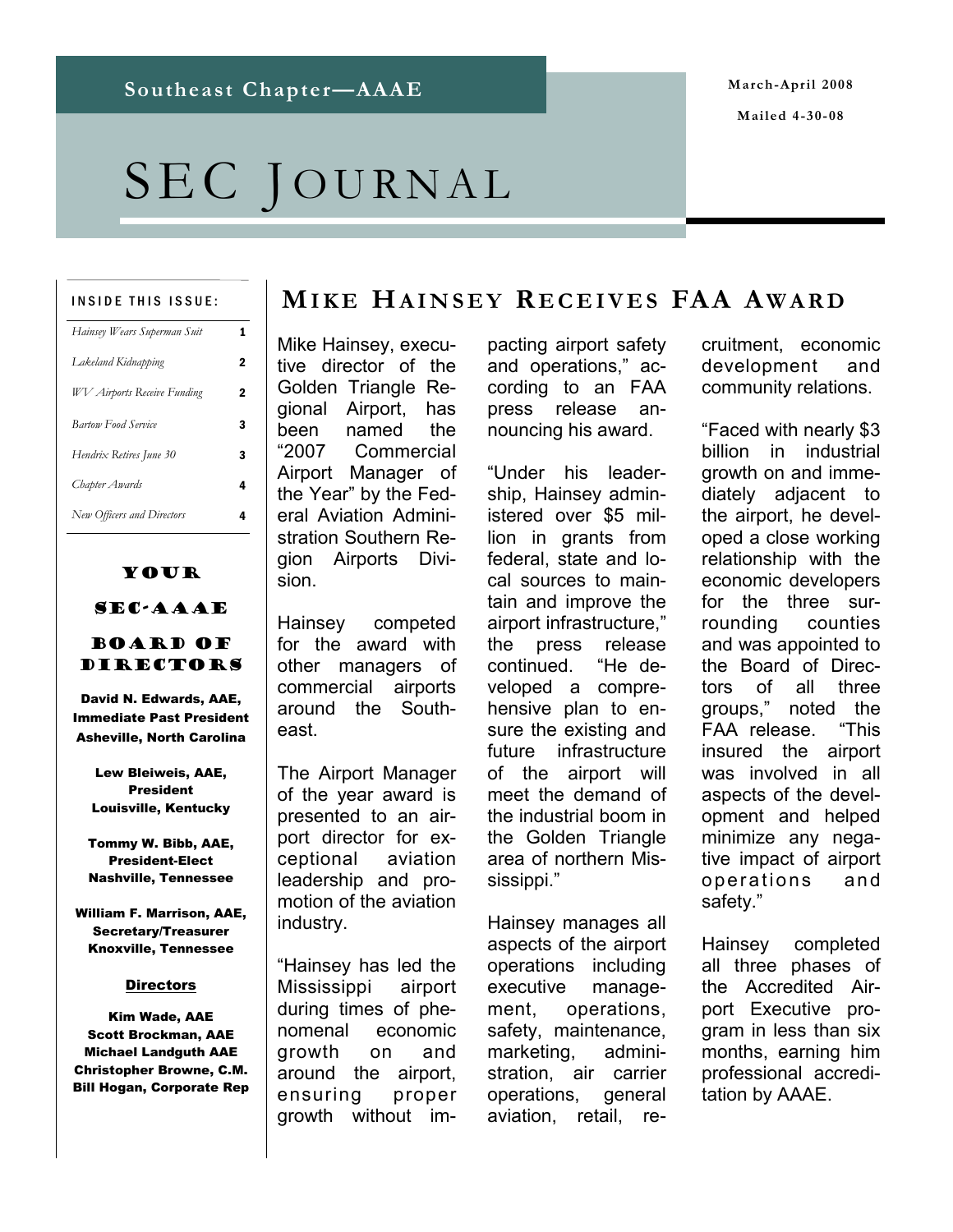Southeast Chapter—AAAE

March-April 2008

Mailed 4-30-08

# SEC Journal

**INSIDE THIS ISSUE:**

| | |
|---|---|
| *Hainsey Wears Superman Suit* | 1 |
| *Lakeland Kidnapping* | 2 |
| *WV Airports Receive Funding* | 2 |
| *Bartow Food Service* | 3 |
| *Hendrix Retires June 30* | 3 |
| *Chapter Awards* | 4 |
| *New Officers and Directors* | 4 |

### Your SEC-AAAE Board of Directors

**David N. Edwards, AAE, Immediate Past President**
**Asheville, North Carolina**

**Lew Bleiweis, AAE, President**
**Louisville, Kentucky**

**Tommy W. Bibb, AAE, President-Elect**
**Nashville, Tennessee**

**William F. Marrison, AAE, Secretary/Treasurer**
**Knoxville, Tennessee**

**Directors**

**Kim Wade, AAE**
**Scott Brockman, AAE**
**Michael Landguth AAE**
**Christopher Browne, C.M.**
**Bill Hogan, Corporate Rep**

## Mike Hainsey Receives FAA Award

Mike Hainsey, executive director of the Golden Triangle Regional Airport, has been named the "2007 Commercial Airport Manager of the Year" by the Federal Aviation Administration Southern Region Airports Division.

Hainsey competed for the award with other managers of commercial airports around the Southeast.

The Airport Manager of the year award is presented to an airport director for exceptional aviation leadership and promotion of the aviation industry.

"Hainsey has led the Mississippi airport during times of phenomenal economic growth on and around the airport, ensuring proper growth without impacting airport safety and operations," according to an FAA press release announcing his award.

"Under his leadership, Hainsey administered over $5 million in grants from federal, state and local sources to maintain and improve the airport infrastructure," the press release continued. "He developed a comprehensive plan to ensure the existing and future infrastructure of the airport will meet the demand of the industrial boom in the Golden Triangle area of northern Mississippi."

Hainsey manages all aspects of the airport operations including executive management, operations, safety, maintenance, marketing, administration, air carrier operations, general aviation, retail, recruitment, economic development and community relations.

"Faced with nearly $3 billion in industrial growth on and immediately adjacent to the airport, he developed a close working relationship with the economic developers for the three surrounding counties and was appointed to the Board of Directors of all three groups," noted the FAA release. "This insured the airport was involved in all aspects of the development and helped minimize any negative impact of airport operations and safety."

Hainsey completed all three phases of the Accredited Airport Executive program in less than six months, earning him professional accreditation by AAAE.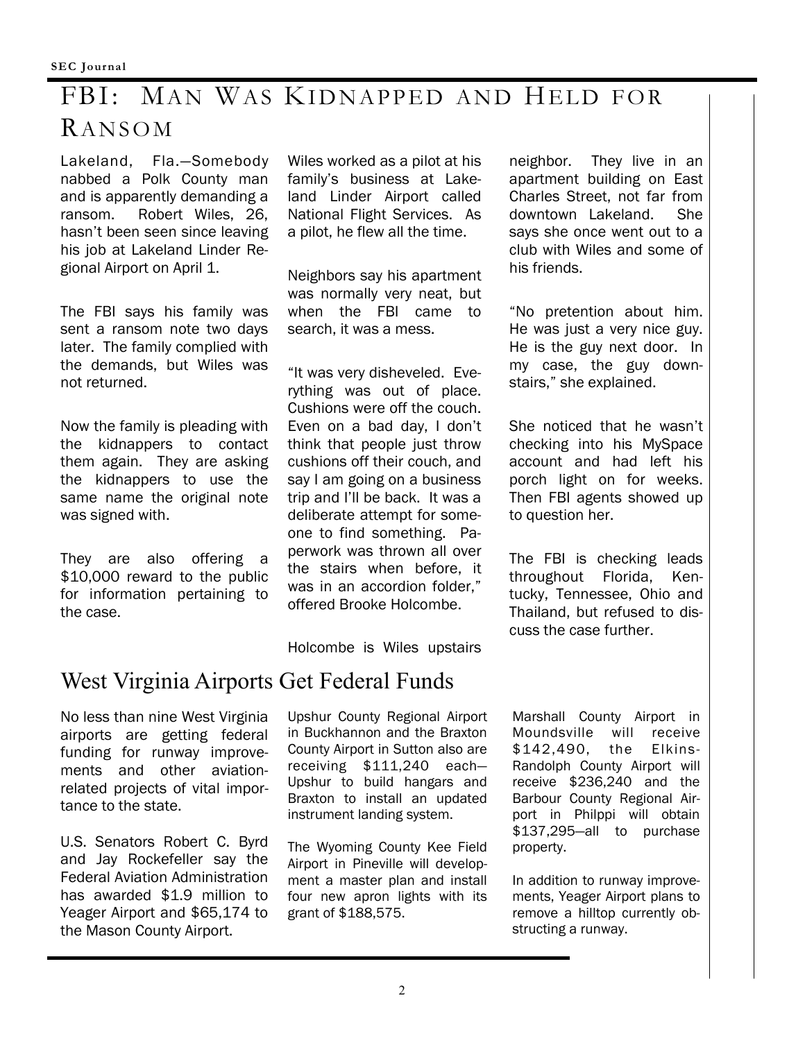# FBI: Man Was Kidnapped and Held for Ransom

Lakeland, Fla.—Somebody nabbed a Polk County man and is apparently demanding a ransom. Robert Wiles, 26, hasn't been seen since leaving his job at Lakeland Linder Regional Airport on April 1.

The FBI says his family was sent a ransom note two days later. The family complied with the demands, but Wiles was not returned.

Now the family is pleading with the kidnappers to contact them again. They are asking the kidnappers to use the same name the original note was signed with.

They are also offering a $10,000 reward to the public for information pertaining to the case.

Wiles worked as a pilot at his family's business at Lakeland Linder Airport called National Flight Services. As a pilot, he flew all the time.

Neighbors say his apartment was normally very neat, but when the FBI came to search, it was a mess.

"It was very disheveled. Everything was out of place. Cushions were off the couch. Even on a bad day, I don't think that people just throw cushions off their couch, and say I am going on a business trip and I'll be back. It was a deliberate attempt for someone to find something. Paperwork was thrown all over the stairs when before, it was in an accordion folder," offered Brooke Holcombe.

Holcombe is Wiles upstairs neighbor. They live in an apartment building on East Charles Street, not far from downtown Lakeland. She says she once went out to a club with Wiles and some of his friends.

"No pretention about him. He was just a very nice guy. He is the guy next door. In my case, the guy downstairs," she explained.

She noticed that he wasn't checking into his MySpace account and had left his porch light on for weeks. Then FBI agents showed up to question her.

The FBI is checking leads throughout Florida, Kentucky, Tennessee, Ohio and Thailand, but refused to discuss the case further.

## West Virginia Airports Get Federal Funds

No less than nine West Virginia airports are getting federal funding for runway improvements and other aviation-related projects of vital importance to the state.

U.S. Senators Robert C. Byrd and Jay Rockefeller say the Federal Aviation Administration has awarded $1.9 million to Yeager Airport and $65,174 to the Mason County Airport.

Upshur County Regional Airport in Buckhannon and the Braxton County Airport in Sutton also are receiving $111,240 each—Upshur to build hangars and Braxton to install an updated instrument landing system.

The Wyoming County Kee Field Airport in Pineville will development a master plan and install four new apron lights with its grant of $188,575.

Marshall County Airport in Moundsville will receive $142,490, the Elkins-Randolph County Airport will receive $236,240 and the Barbour County Regional Airport in Philppi will obtain $137,295—all to purchase property.

In addition to runway improvements, Yeager Airport plans to remove a hilltop currently obstructing a runway.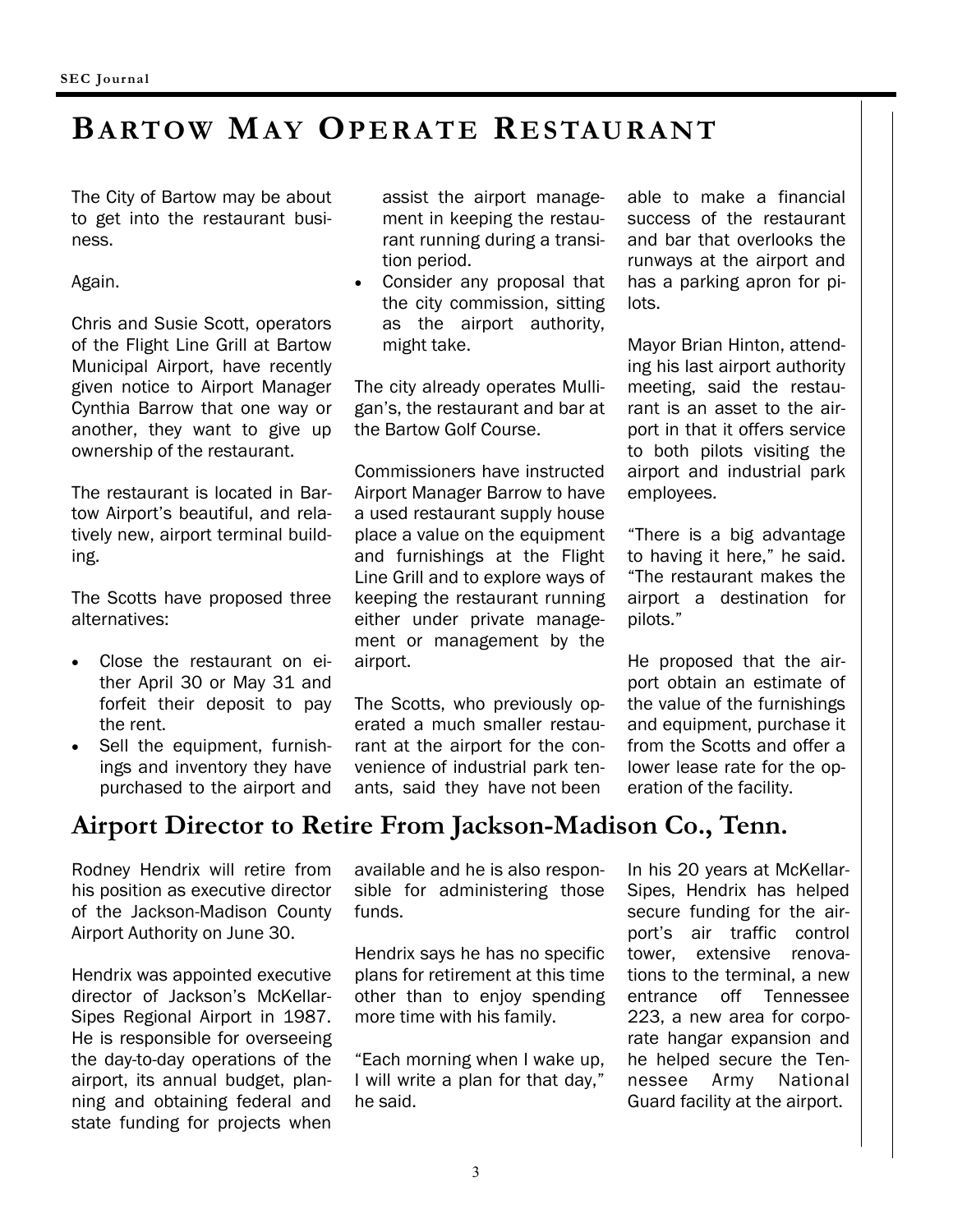# BARTOW MAY OPERATE RESTAURANT

The City of Bartow may be about to get into the restaurant business.

Again.

Chris and Susie Scott, operators of the Flight Line Grill at Bartow Municipal Airport, have recently given notice to Airport Manager Cynthia Barrow that one way or another, they want to give up ownership of the restaurant.

The restaurant is located in Bartow Airport's beautiful, and relatively new, airport terminal building.

The Scotts have proposed three alternatives:

- Close the restaurant on either April 30 or May 31 and forfeit their deposit to pay the rent.
- Sell the equipment, furnishings and inventory they have purchased to the airport and assist the airport management in keeping the restaurant running during a transition period.
- Consider any proposal that the city commission, sitting as the airport authority, might take.

The city already operates Mulligan's, the restaurant and bar at the Bartow Golf Course.

Commissioners have instructed Airport Manager Barrow to have a used restaurant supply house place a value on the equipment and furnishings at the Flight Line Grill and to explore ways of keeping the restaurant running either under private management or management by the airport.

The Scotts, who previously operated a much smaller restaurant at the airport for the convenience of industrial park tenants, said they have not been able to make a financial success of the restaurant and bar that overlooks the runways at the airport and has a parking apron for pilots.

Mayor Brian Hinton, attending his last airport authority meeting, said the restaurant is an asset to the airport in that it offers service to both pilots visiting the airport and industrial park employees.

"There is a big advantage to having it here," he said. "The restaurant makes the airport a destination for pilots."

He proposed that the airport obtain an estimate of the value of the furnishings and equipment, purchase it from the Scotts and offer a lower lease rate for the operation of the facility.

## Airport Director to Retire From Jackson-Madison Co., Tenn.

Rodney Hendrix will retire from his position as executive director of the Jackson-Madison County Airport Authority on June 30.

Hendrix was appointed executive director of Jackson's McKellar-Sipes Regional Airport in 1987. He is responsible for overseeing the day-to-day operations of the airport, its annual budget, planning and obtaining federal and state funding for projects when available and he is also responsible for administering those funds.

Hendrix says he has no specific plans for retirement at this time other than to enjoy spending more time with his family.

"Each morning when I wake up, I will write a plan for that day," he said.

In his 20 years at McKellar-Sipes, Hendrix has helped secure funding for the airport's air traffic control tower, extensive renovations to the terminal, a new entrance off Tennessee 223, a new area for corporate hangar expansion and he helped secure the Tennessee Army National Guard facility at the airport.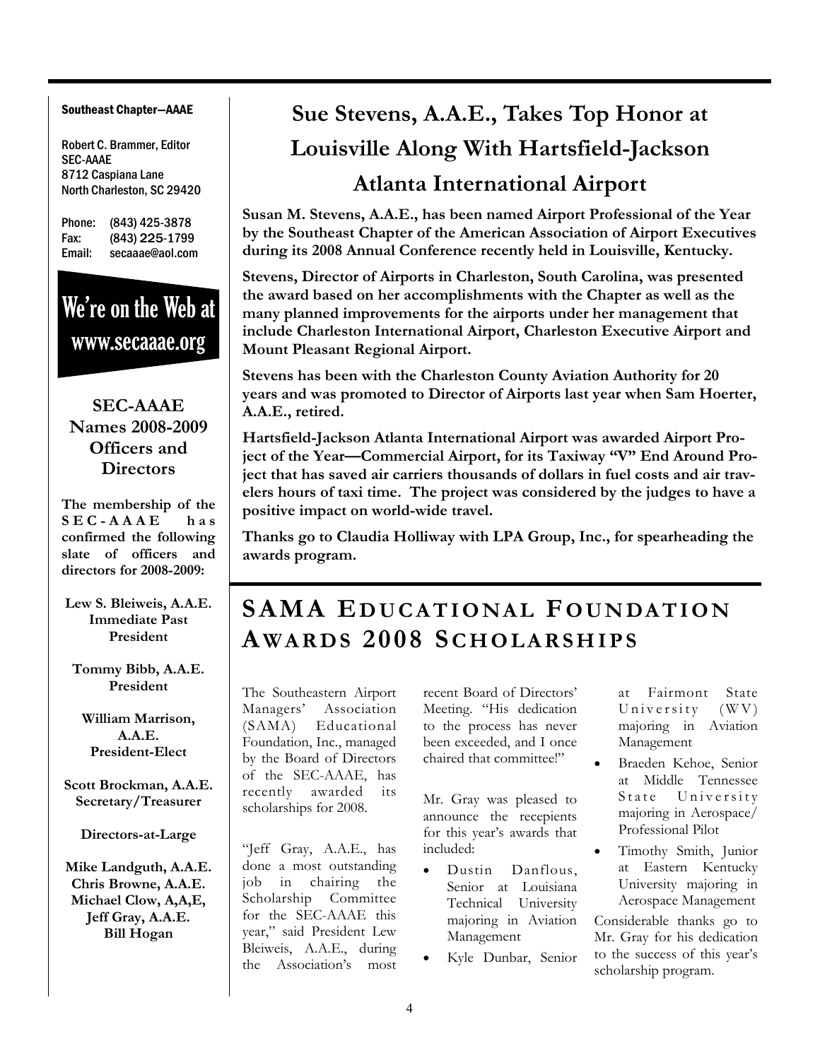Southeast Chapter—AAAE

Robert C. Brammer, Editor
SEC-AAAE
8712 Caspiana Lane
North Charleston, SC 29420

Phone: (843) 425-3878
Fax: (843) 225-1799
Email: secaaae@aol.com

**We're on the Web at www.secaaae.org**

## SEC-AAAE Names 2008-2009 Officers and Directors

**The membership of the SEC-AAAE has confirmed the following slate of officers and directors for 2008-2009:**

**Lew S. Bleiweis, A.A.E.**
**Immediate Past President**

**Tommy Bibb, A.A.E.**
**President**

**William Marrison, A.A.E.**
**President-Elect**

**Scott Brockman, A.A.E.**
**Secretary/Treasurer**

**Directors-at-Large**

**Mike Landguth, A.A.E.**
**Chris Browne, A.A.E.**
**Michael Clow, A,A,E,**
**Jeff Gray, A.A.E.**
**Bill Hogan**

# Sue Stevens, A.A.E., Takes Top Honor at Louisville Along With Hartsfield-Jackson Atlanta International Airport

**Susan M. Stevens, A.A.E., has been named Airport Professional of the Year by the Southeast Chapter of the American Association of Airport Executives during its 2008 Annual Conference recently held in Louisville, Kentucky.**

**Stevens, Director of Airports in Charleston, South Carolina, was presented the award based on her accomplishments with the Chapter as well as the many planned improvements for the airports under her management that include Charleston International Airport, Charleston Executive Airport and Mount Pleasant Regional Airport.**

**Stevens has been with the Charleston County Aviation Authority for 20 years and was promoted to Director of Airports last year when Sam Hoerter, A.A.E., retired.**

**Hartsfield-Jackson Atlanta International Airport was awarded Airport Project of the Year—Commercial Airport, for its Taxiway "V" End Around Project that has saved air carriers thousands of dollars in fuel costs and air travelers hours of taxi time. The project was considered by the judges to have a positive impact on world-wide travel.**

**Thanks go to Claudia Holliway with LPA Group, Inc., for spearheading the awards program.**

# SAMA Educational Foundation Awards 2008 Scholarships

The Southeastern Airport Managers' Association (SAMA) Educational Foundation, Inc., managed by the Board of Directors of the SEC-AAAE, has recently awarded its scholarships for 2008.

"Jeff Gray, A.A.E., has done a most outstanding job in chairing the Scholarship Committee for the SEC-AAAE this year," said President Lew Bleiweis, A.A.E., during the Association's most recent Board of Directors' Meeting. "His dedication to the process has never been exceeded, and I once chaired that committee!"

Mr. Gray was pleased to announce the recepients for this year's awards that included:

- Dustin Danflous, Senior at Louisiana Technical University majoring in Aviation Management
- Kyle Dunbar, Senior at Fairmont State University (WV) majoring in Aviation Management
- Braeden Kehoe, Senior at Middle Tennessee State University majoring in Aerospace/ Professional Pilot
- Timothy Smith, Junior at Eastern Kentucky University majoring in Aerospace Management

Considerable thanks go to Mr. Gray for his dedication to the success of this year's scholarship program.